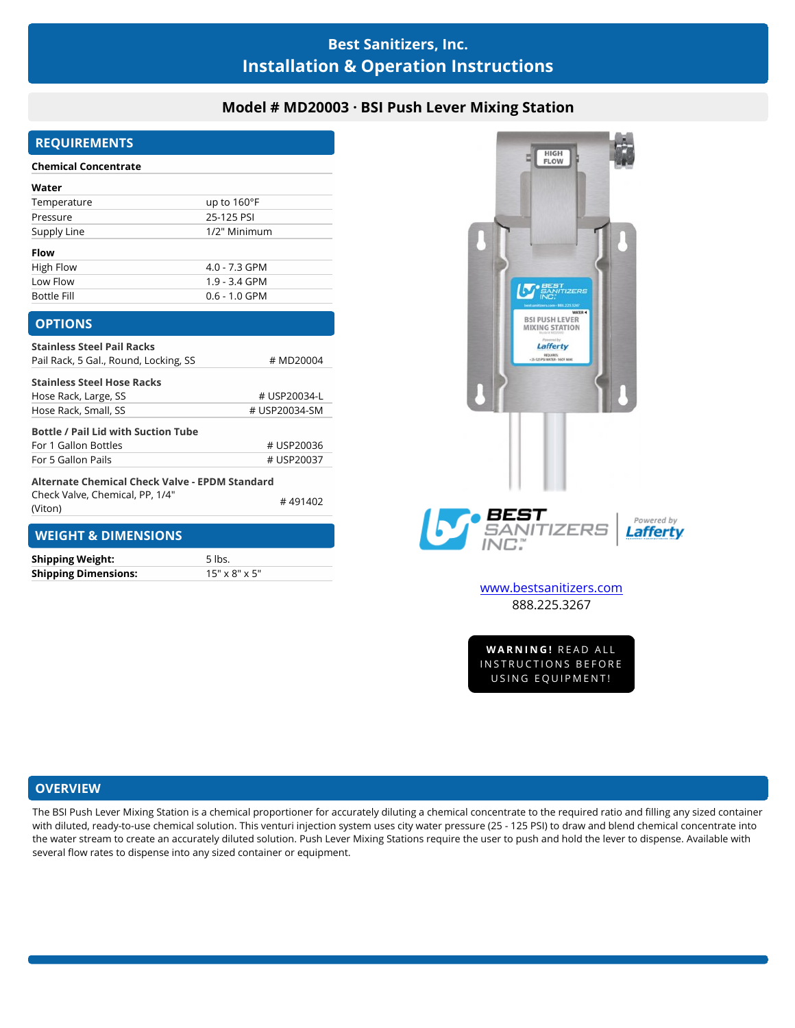# Best Sanitizers, Inc.
## Installation & Operation Instructions

## Model # MD20003 · BSI Push Lever Mixing Station

## REQUIREMENTS

**Chemical Concentrate**

| **Water** | |
|---|---|
| Temperature | up to 160°F |
| Pressure | 25-125 PSI |
| Supply Line | 1/2" Minimum |

| **Flow** | |
|---|---|
| High Flow | 4.0 - 7.3 GPM |
| Low Flow | 1.9 - 3.4 GPM |
| Bottle Fill | 0.6 - 1.0 GPM |

## OPTIONS

| **Stainless Steel Pail Racks** | |
|---|---|
| Pail Rack, 5 Gal., Round, Locking, SS | # MD20004 |

| **Stainless Steel Hose Racks** | |
|---|---|
| Hose Rack, Large, SS | # USP20034-L |
| Hose Rack, Small, SS | # USP20034-SM |

| **Bottle / Pail Lid with Suction Tube** | |
|---|---|
| For 1 Gallon Bottles | # USP20036 |
| For 5 Gallon Pails | # USP20037 |

| **Alternate Chemical Check Valve - EPDM Standard** | |
|---|---|
| Check Valve, Chemical, PP, 1/4" (Viton) | # 491402 |

## WEIGHT & DIMENSIONS

| | |
|---|---|
| **Shipping Weight:** | 5 lbs. |
| **Shipping Dimensions:** | 15" x 8" x 5" |

www.bestsanitizers.com
888.225.3267

**WARNING!** READ ALL INSTRUCTIONS BEFORE USING EQUIPMENT!

## OVERVIEW

The BSI Push Lever Mixing Station is a chemical proportioner for accurately diluting a chemical concentrate to the required ratio and filling any sized container with diluted, ready-to-use chemical solution. This venturi injection system uses city water pressure (25 - 125 PSI) to draw and blend chemical concentrate into the water stream to create an accurately diluted solution. Push Lever Mixing Stations require the user to push and hold the lever to dispense. Available with several flow rates to dispense into any sized container or equipment.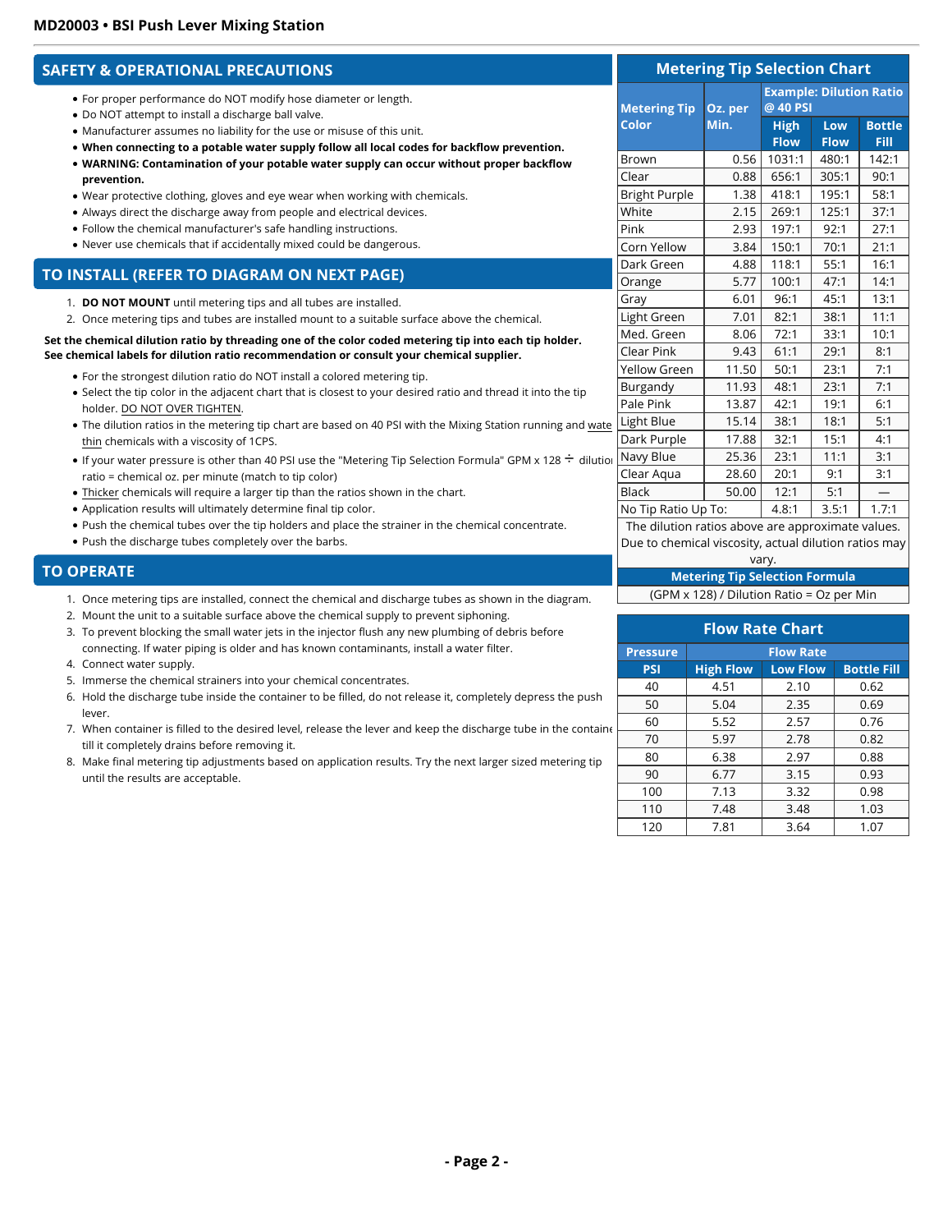# MD20003 • BSI Push Lever Mixing Station

## SAFETY & OPERATIONAL PRECAUTIONS

- For proper performance do NOT modify hose diameter or length.
- Do NOT attempt to install a discharge ball valve.
- Manufacturer assumes no liability for the use or misuse of this unit.
- **When connecting to a potable water supply follow all local codes for backflow prevention.**
- **WARNING: Contamination of your potable water supply can occur without proper backflow prevention.**
- Wear protective clothing, gloves and eye wear when working with chemicals.
- Always direct the discharge away from people and electrical devices.
- Follow the chemical manufacturer's safe handling instructions.
- Never use chemicals that if accidentally mixed could be dangerous.

## TO INSTALL (REFER TO DIAGRAM ON NEXT PAGE)

1. **DO NOT MOUNT** until metering tips and all tubes are installed.
2. Once metering tips and tubes are installed mount to a suitable surface above the chemical.

**Set the chemical dilution ratio by threading one of the color coded metering tip into each tip holder. See chemical labels for dilution ratio recommendation or consult your chemical supplier.**

- For the strongest dilution ratio do NOT install a colored metering tip.
- Select the tip color in the adjacent chart that is closest to your desired ratio and thread it into the tip holder. DO NOT OVER TIGHTEN.
- The dilution ratios in the metering tip chart are based on 40 PSI with the Mixing Station running and water thin chemicals with a viscosity of 1CPS.
- If your water pressure is other than 40 PSI use the "Metering Tip Selection Formula" GPM x 128 ÷ dilution ratio = chemical oz. per minute (match to tip color)
- Thicker chemicals will require a larger tip than the ratios shown in the chart.
- Application results will ultimately determine final tip color.
- Push the chemical tubes over the tip holders and place the strainer in the chemical concentrate.
- Push the discharge tubes completely over the barbs.

## TO OPERATE

1. Once metering tips are installed, connect the chemical and discharge tubes as shown in the diagram.
2. Mount the unit to a suitable surface above the chemical supply to prevent siphoning.
3. To prevent blocking the small water jets in the injector flush any new plumbing of debris before connecting. If water piping is older and has known contaminants, install a water filter.
4. Connect water supply.
5. Immerse the chemical strainers into your chemical concentrates.
6. Hold the discharge tube inside the container to be filled, do not release it, completely depress the push lever.
7. When container is filled to the desired level, release the lever and keep the discharge tube in the container till it completely drains before removing it.
8. Make final metering tip adjustments based on application results. Try the next larger sized metering tip until the results are acceptable.

## Metering Tip Selection Chart

| Metering Tip Color | Oz. per Min. | Example: Dilution Ratio @ 40 PSI | | |
|---|---|---|---|---|
| | | High Flow | Low Flow | Bottle Fill |
| Brown | 0.56 | 1031:1 | 480:1 | 142:1 |
| Clear | 0.88 | 656:1 | 305:1 | 90:1 |
| Bright Purple | 1.38 | 418:1 | 195:1 | 58:1 |
| White | 2.15 | 269:1 | 125:1 | 37:1 |
| Pink | 2.93 | 197:1 | 92:1 | 27:1 |
| Corn Yellow | 3.84 | 150:1 | 70:1 | 21:1 |
| Dark Green | 4.88 | 118:1 | 55:1 | 16:1 |
| Orange | 5.77 | 100:1 | 47:1 | 14:1 |
| Gray | 6.01 | 96:1 | 45:1 | 13:1 |
| Light Green | 7.01 | 82:1 | 38:1 | 11:1 |
| Med. Green | 8.06 | 72:1 | 33:1 | 10:1 |
| Clear Pink | 9.43 | 61:1 | 29:1 | 8:1 |
| Yellow Green | 11.50 | 50:1 | 23:1 | 7:1 |
| Burgandy | 11.93 | 48:1 | 23:1 | 7:1 |
| Pale Pink | 13.87 | 42:1 | 19:1 | 6:1 |
| Light Blue | 15.14 | 38:1 | 18:1 | 5:1 |
| Dark Purple | 17.88 | 32:1 | 15:1 | 4:1 |
| Navy Blue | 25.36 | 23:1 | 11:1 | 3:1 |
| Clear Aqua | 28.60 | 20:1 | 9:1 | 3:1 |
| Black | 50.00 | 12:1 | 5:1 | — |
| No Tip Ratio Up To: | | 4.8:1 | 3.5:1 | 1.7:1 |

The dilution ratios above are approximate values. Due to chemical viscosity, actual dilution ratios may vary.

**Metering Tip Selection Formula**

(GPM x 128) / Dilution Ratio = Oz per Min

## Flow Rate Chart

| Pressure | Flow Rate | | |
|---|---|---|---|
| PSI | High Flow | Low Flow | Bottle Fill |
| 40 | 4.51 | 2.10 | 0.62 |
| 50 | 5.04 | 2.35 | 0.69 |
| 60 | 5.52 | 2.57 | 0.76 |
| 70 | 5.97 | 2.78 | 0.82 |
| 80 | 6.38 | 2.97 | 0.88 |
| 90 | 6.77 | 3.15 | 0.93 |
| 100 | 7.13 | 3.32 | 0.98 |
| 110 | 7.48 | 3.48 | 1.03 |
| 120 | 7.81 | 3.64 | 1.07 |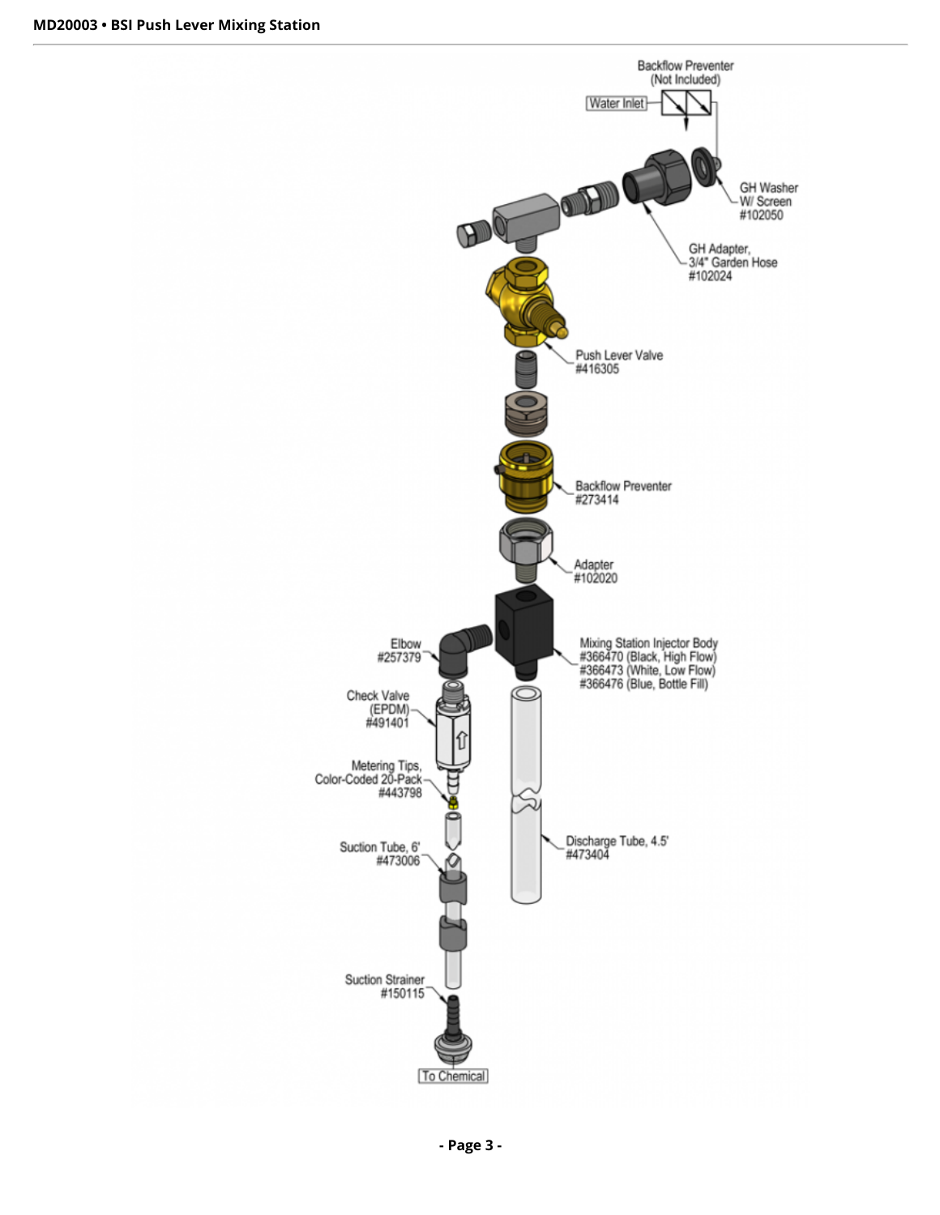Backflow Preventer (Not Included)

Water Inlet

GH Washer W/ Screen #102050

GH Adapter, 3/4" Garden Hose #102024

Push Lever Valve #416305

Backflow Preventer #273414

Adapter #102020

Mixing Station Injector Body
#366470 (Black, High Flow)
#366473 (White, Low Flow)
#366476 (Blue, Bottle Fill)

Elbow #257379

Check Valve (EPDM) #491401

Metering Tips, Color-Coded 20-Pack #443798

Suction Tube, 6' #473006

Discharge Tube, 4.5' #473404

Suction Strainer #150115

To Chemical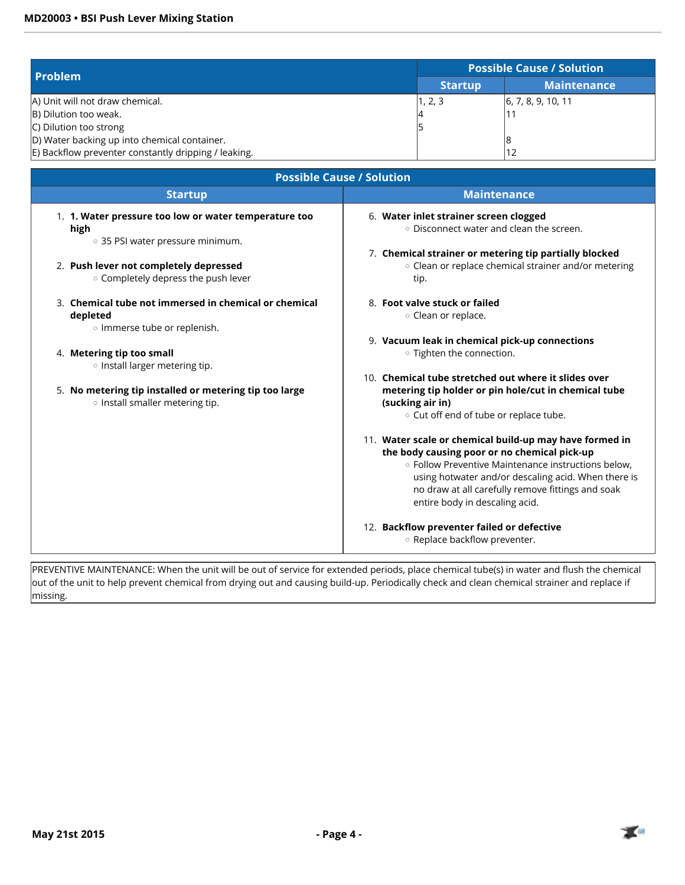| Problem | Possible Cause / Solution | |
|---|---|---|
| | Startup | Maintenance |
| A) Unit will not draw chemical. | 1, 2, 3 | 6, 7, 8, 9, 10, 11 |
| B) Dilution too weak. | 4 | 11 |
| C) Dilution too strong | 5 | |
| D) Water backing up into chemical container. | | 8 |
| E) Backflow preventer constantly dripping / leaking. | | 12 |

## Possible Cause / Solution

### Startup

1. **1. Water pressure too low or water temperature too high**
   - 35 PSI water pressure minimum.

2. **Push lever not completely depressed**
   - Completely depress the push lever

3. **Chemical tube not immersed in chemical or chemical depleted**
   - Immerse tube or replenish.

4. **Metering tip too small**
   - Install larger metering tip.

5. **No metering tip installed or metering tip too large**
   - Install smaller metering tip.

### Maintenance

6. **Water inlet strainer screen clogged**
   - Disconnect water and clean the screen.

7. **Chemical strainer or metering tip partially blocked**
   - Clean or replace chemical strainer and/or metering tip.

8. **Foot valve stuck or failed**
   - Clean or replace.

9. **Vacuum leak in chemical pick-up connections**
   - Tighten the connection.

10. **Chemical tube stretched out where it slides over metering tip holder or pin hole/cut in chemical tube (sucking air in)**
    - Cut off end of tube or replace tube.

11. **Water scale or chemical build-up may have formed in the body causing poor or no chemical pick-up**
    - Follow Preventive Maintenance instructions below, using hotwater and/or descaling acid. When there is no draw at all carefully remove fittings and soak entire body in descaling acid.

12. **Backflow preventer failed or defective**
    - Replace backflow preventer.

PREVENTIVE MAINTENANCE: When the unit will be out of service for extended periods, place chemical tube(s) in water and flush the chemical out of the unit to help prevent chemical from drying out and causing build-up. Periodically check and clean chemical strainer and replace if missing.

May 21st 2015